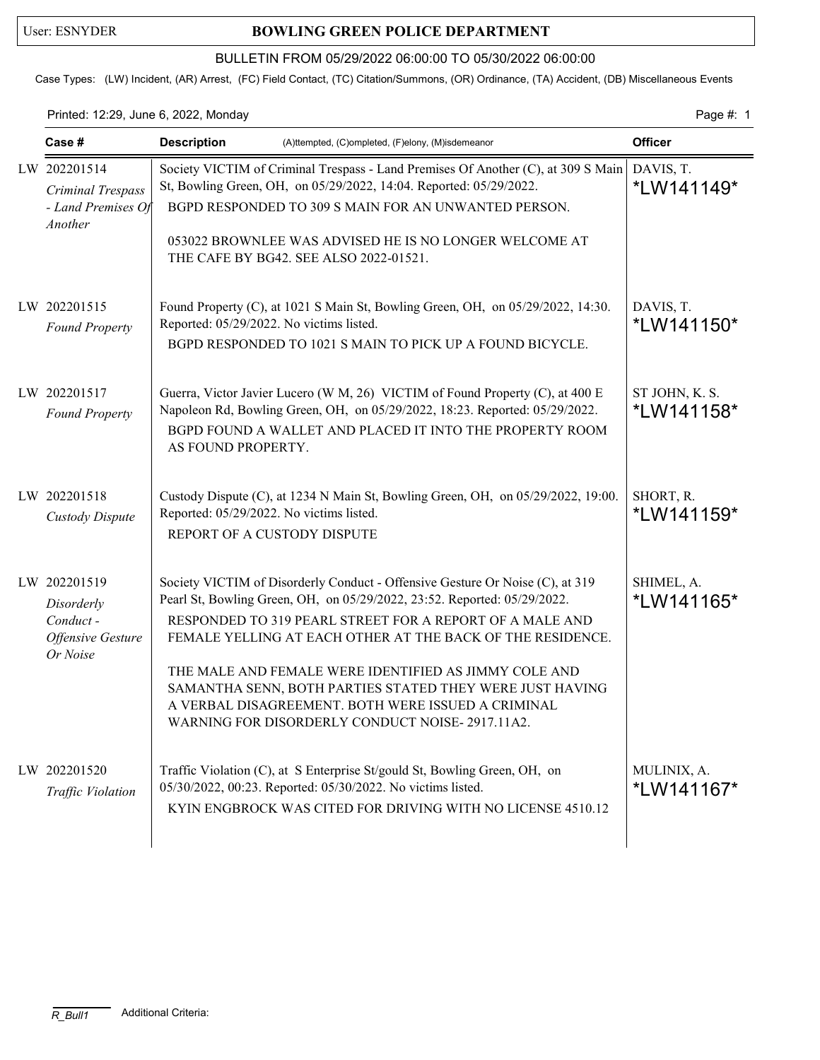User: ESNYDER

# BOWLING GREEN POLICE DEPARTMENT

## BULLETIN FROM 05/29/2022 06:00:00 TO 05/30/2022 06:00:00

Case Types: (LW) Incident, (AR) Arrest, (FC) Field Contact, (TC) Citation/Summons, (OR) Ordinance, (TA) Accident, (DB) Miscellaneous Events

Printed: 12:29, June 6, 2022, Monday

| Case # | Description (A)ttempted, (C)ompleted, (F)elony, (M)isdemeanor | Officer |
|---|---|---|
| LW 202201514 *Criminal Trespass - Land Premises Of Another* | Society VICTIM of Criminal Trespass - Land Premises Of Another (C), at 309 S Main St, Bowling Green, OH, on 05/29/2022, 14:04. Reported: 05/29/2022.<br>BGPD RESPONDED TO 309 S MAIN FOR AN UNWANTED PERSON.<br><br>053022 BROWNLEE WAS ADVISED HE IS NO LONGER WELCOME AT THE CAFE BY BG42. SEE ALSO 2022-01521. | DAVIS, T. *LW141149* |
| LW 202201515 *Found Property* | Found Property (C), at 1021 S Main St, Bowling Green, OH, on 05/29/2022, 14:30. Reported: 05/29/2022. No victims listed.<br>BGPD RESPONDED TO 1021 S MAIN TO PICK UP A FOUND BICYCLE. | DAVIS, T. *LW141150* |
| LW 202201517 *Found Property* | Guerra, Victor Javier Lucero (W M, 26) VICTIM of Found Property (C), at 400 E Napoleon Rd, Bowling Green, OH, on 05/29/2022, 18:23. Reported: 05/29/2022.<br>BGPD FOUND A WALLET AND PLACED IT INTO THE PROPERTY ROOM AS FOUND PROPERTY. | ST JOHN, K. S. *LW141158* |
| LW 202201518 *Custody Dispute* | Custody Dispute (C), at 1234 N Main St, Bowling Green, OH, on 05/29/2022, 19:00. Reported: 05/29/2022. No victims listed.<br>REPORT OF A CUSTODY DISPUTE | SHORT, R. *LW141159* |
| LW 202201519 *Disorderly Conduct - Offensive Gesture Or Noise* | Society VICTIM of Disorderly Conduct - Offensive Gesture Or Noise (C), at 319 Pearl St, Bowling Green, OH, on 05/29/2022, 23:52. Reported: 05/29/2022.<br>RESPONDED TO 319 PEARL STREET FOR A REPORT OF A MALE AND FEMALE YELLING AT EACH OTHER AT THE BACK OF THE RESIDENCE.<br><br>THE MALE AND FEMALE WERE IDENTIFIED AS JIMMY COLE AND SAMANTHA SENN, BOTH PARTIES STATED THEY WERE JUST HAVING A VERBAL DISAGREEMENT. BOTH WERE ISSUED A CRIMINAL WARNING FOR DISORDERLY CONDUCT NOISE- 2917.11A2. | SHIMEL, A. *LW141165* |
| LW 202201520 *Traffic Violation* | Traffic Violation (C), at S Enterprise St/gould St, Bowling Green, OH, on 05/30/2022, 00:23. Reported: 05/30/2022. No victims listed.<br>KYIN ENGBROCK WAS CITED FOR DRIVING WITH NO LICENSE 4510.12 | MULINIX, A. *LW141167* |

R_Bull1 Additional Criteria: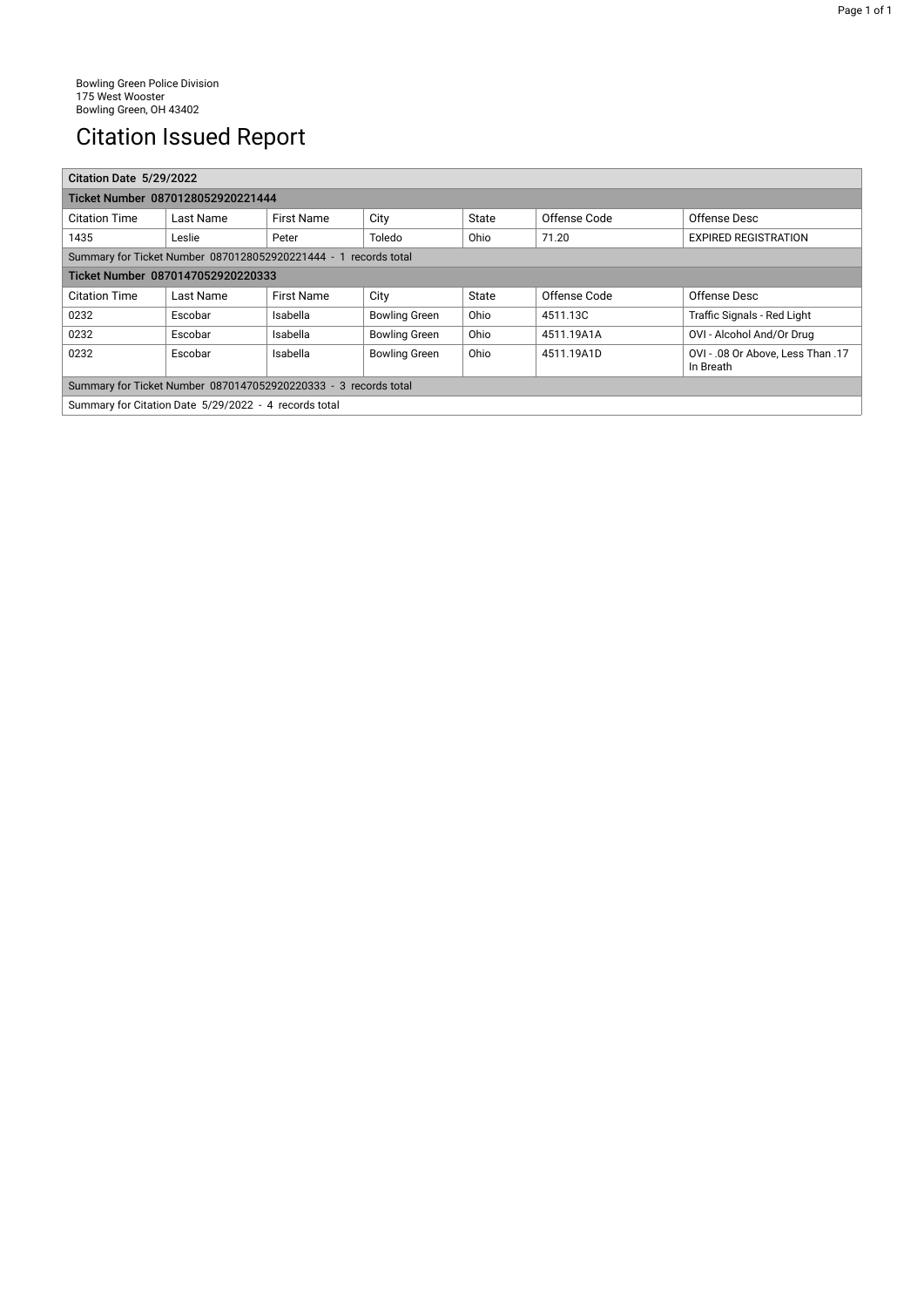Bowling Green Police Division
175 West Wooster
Bowling Green, OH 43402

# Citation Issued Report

| Citation Time | Last Name | First Name | City | State | Offense Code | Offense Desc |
|---|---|---|---|---|---|---|
| **Citation Date 5/29/2022** | | | | | | |
| **Ticket Number 0870128052920221444** | | | | | | |
| 1435 | Leslie | Peter | Toledo | Ohio | 71.20 | EXPIRED REGISTRATION |
| Summary for Ticket Number 0870128052920221444 - 1 records total | | | | | | |
| **Ticket Number 0870147052920220333** | | | | | | |
| 0232 | Escobar | Isabella | Bowling Green | Ohio | 4511.13C | Traffic Signals - Red Light |
| 0232 | Escobar | Isabella | Bowling Green | Ohio | 4511.19A1A | OVI - Alcohol And/Or Drug |
| 0232 | Escobar | Isabella | Bowling Green | Ohio | 4511.19A1D | OVI - .08 Or Above, Less Than .17 In Breath |
| Summary for Ticket Number 0870147052920220333 - 3 records total | | | | | | |
| Summary for Citation Date 5/29/2022 - 4 records total | | | | | | |